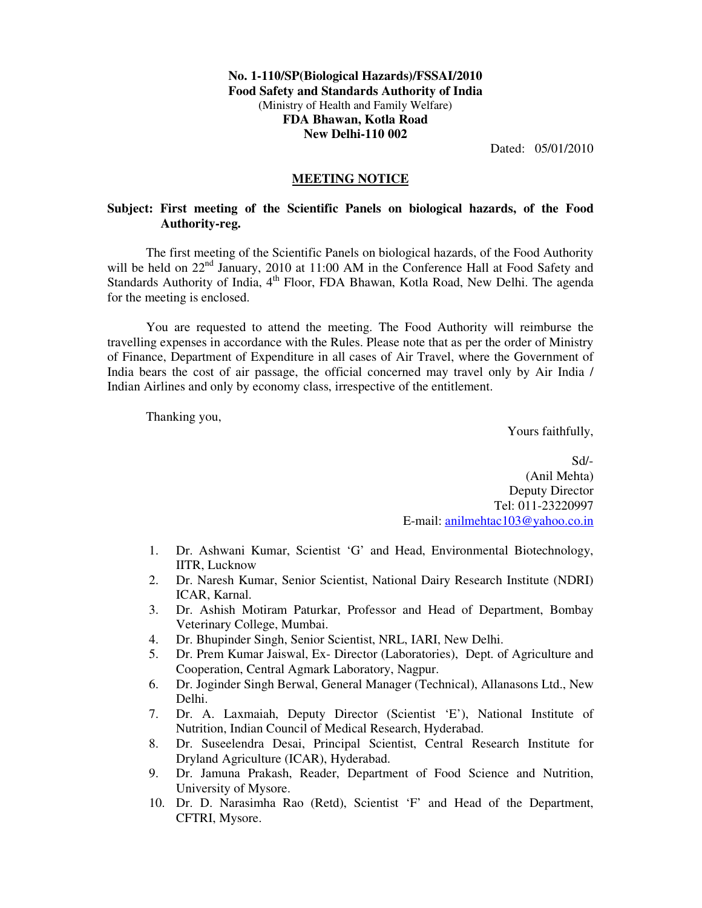**No. 1-110/SP(Biological Hazards)/FSSAI/2010**
**Food Safety and Standards Authority of India**
(Ministry of Health and Family Welfare)
**FDA Bhawan, Kotla Road**
**New Delhi-110 002**

Dated: 05/01/2010

## MEETING NOTICE

**Subject: First meeting of the Scientific Panels on biological hazards, of the Food Authority-reg.**

The first meeting of the Scientific Panels on biological hazards, of the Food Authority will be held on 22nd January, 2010 at 11:00 AM in the Conference Hall at Food Safety and Standards Authority of India, 4th Floor, FDA Bhawan, Kotla Road, New Delhi. The agenda for the meeting is enclosed.

You are requested to attend the meeting. The Food Authority will reimburse the travelling expenses in accordance with the Rules. Please note that as per the order of Ministry of Finance, Department of Expenditure in all cases of Air Travel, where the Government of India bears the cost of air passage, the official concerned may travel only by Air India / Indian Airlines and only by economy class, irrespective of the entitlement.

Thanking you,

Yours faithfully,

Sd/-
(Anil Mehta)
Deputy Director
Tel: 011-23220997
E-mail: anilmehtac103@yahoo.co.in

1. Dr. Ashwani Kumar, Scientist 'G' and Head, Environmental Biotechnology, IITR, Lucknow
2. Dr. Naresh Kumar, Senior Scientist, National Dairy Research Institute (NDRI) ICAR, Karnal.
3. Dr. Ashish Motiram Paturkar, Professor and Head of Department, Bombay Veterinary College, Mumbai.
4. Dr. Bhupinder Singh, Senior Scientist, NRL, IARI, New Delhi.
5. Dr. Prem Kumar Jaiswal, Ex- Director (Laboratories), Dept. of Agriculture and Cooperation, Central Agmark Laboratory, Nagpur.
6. Dr. Joginder Singh Berwal, General Manager (Technical), Allanasons Ltd., New Delhi.
7. Dr. A. Laxmaiah, Deputy Director (Scientist 'E'), National Institute of Nutrition, Indian Council of Medical Research, Hyderabad.
8. Dr. Suseelendra Desai, Principal Scientist, Central Research Institute for Dryland Agriculture (ICAR), Hyderabad.
9. Dr. Jamuna Prakash, Reader, Department of Food Science and Nutrition, University of Mysore.
10. Dr. D. Narasimha Rao (Retd), Scientist 'F' and Head of the Department, CFTRI, Mysore.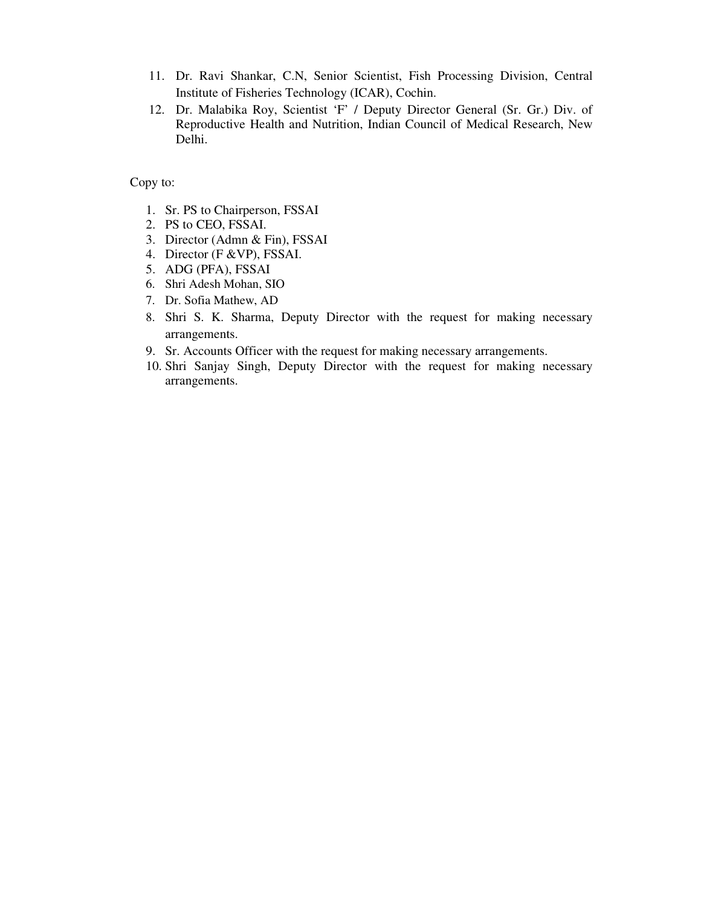11. Dr. Ravi Shankar, C.N, Senior Scientist, Fish Processing Division, Central Institute of Fisheries Technology (ICAR), Cochin.
12. Dr. Malabika Roy, Scientist 'F' / Deputy Director General (Sr. Gr.) Div. of Reproductive Health and Nutrition, Indian Council of Medical Research, New Delhi.

Copy to:

1. Sr. PS to Chairperson, FSSAI
2. PS to CEO, FSSAI.
3. Director (Admn & Fin), FSSAI
4. Director (F &VP), FSSAI.
5. ADG (PFA), FSSAI
6. Shri Adesh Mohan, SIO
7. Dr. Sofia Mathew, AD
8. Shri S. K. Sharma, Deputy Director with the request for making necessary arrangements.
9. Sr. Accounts Officer with the request for making necessary arrangements.
10. Shri Sanjay Singh, Deputy Director with the request for making necessary arrangements.